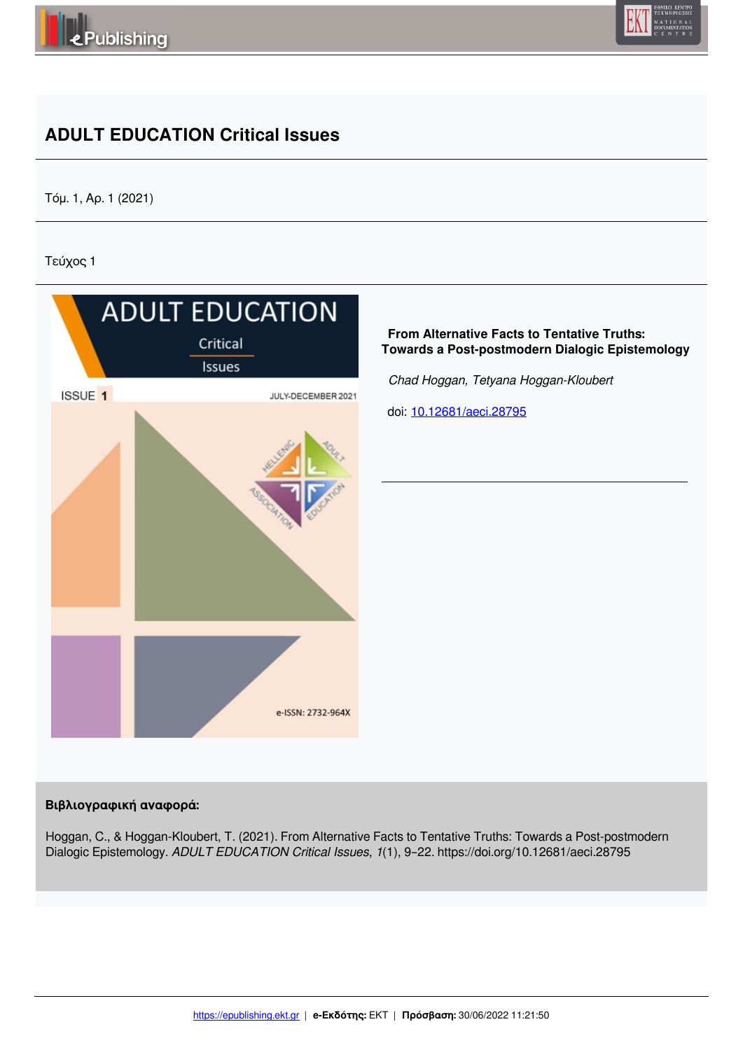# ADULT EDUCATION Critical Issues

Τόμ. 1, Αρ. 1 (2021)

Τεύχος 1

## From Alternative Facts to Tentative Truths: Towards a Post-postmodern Dialogic Epistemology

*Chad Hoggan, Tetyana Hoggan-Kloubert*

doi: 10.12681/aeci.28795

**Βιβλιογραφική αναφορά:**

Hoggan, C., & Hoggan-Kloubert, T. (2021). From Alternative Facts to Tentative Truths: Towards a Post-postmodern Dialogic Epistemology. *ADULT EDUCATION Critical Issues*, *1*(1), 9–22. https://doi.org/10.12681/aeci.28795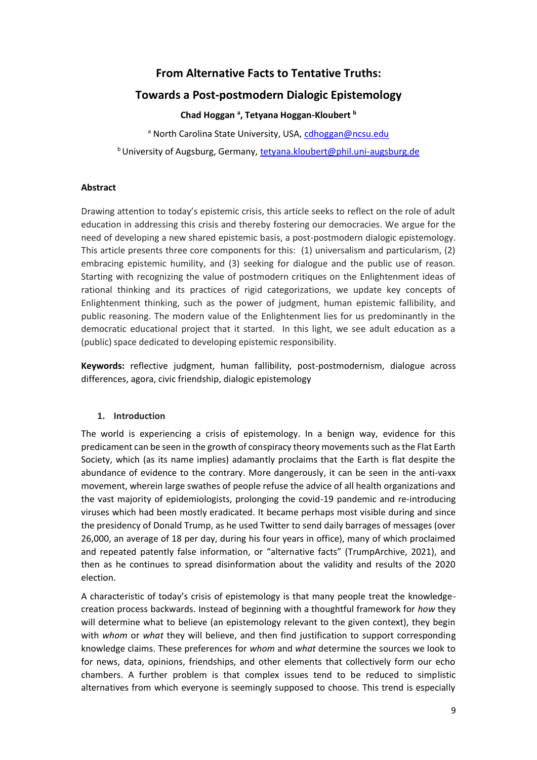# From Alternative Facts to Tentative Truths:

# Towards a Post-postmodern Dialogic Epistemology

**Chad Hoggan [a], Tetyana Hoggan-Kloubert [b]**

[a] North Carolina State University, USA, cdhoggan@ncsu.edu

[b] University of Augsburg, Germany, tetyana.kloubert@phil.uni-augsburg.de

**Abstract**

Drawing attention to today's epistemic crisis, this article seeks to reflect on the role of adult education in addressing this crisis and thereby fostering our democracies. We argue for the need of developing a new shared epistemic basis, a post-postmodern dialogic epistemology. This article presents three core components for this: (1) universalism and particularism, (2) embracing epistemic humility, and (3) seeking for dialogue and the public use of reason. Starting with recognizing the value of postmodern critiques on the Enlightenment ideas of rational thinking and its practices of rigid categorizations, we update key concepts of Enlightenment thinking, such as the power of judgment, human epistemic fallibility, and public reasoning. The modern value of the Enlightenment lies for us predominantly in the democratic educational project that it started. In this light, we see adult education as a (public) space dedicated to developing epistemic responsibility.

**Keywords:** reflective judgment, human fallibility, post-postmodernism, dialogue across differences, agora, civic friendship, dialogic epistemology

## 1. Introduction

The world is experiencing a crisis of epistemology. In a benign way, evidence for this predicament can be seen in the growth of conspiracy theory movements such as the Flat Earth Society, which (as its name implies) adamantly proclaims that the Earth is flat despite the abundance of evidence to the contrary. More dangerously, it can be seen in the anti-vaxx movement, wherein large swathes of people refuse the advice of all health organizations and the vast majority of epidemiologists, prolonging the covid-19 pandemic and re-introducing viruses which had been mostly eradicated. It became perhaps most visible during and since the presidency of Donald Trump, as he used Twitter to send daily barrages of messages (over 26,000, an average of 18 per day, during his four years in office), many of which proclaimed and repeated patently false information, or "alternative facts" (TrumpArchive, 2021), and then as he continues to spread disinformation about the validity and results of the 2020 election.

A characteristic of today's crisis of epistemology is that many people treat the knowledge-creation process backwards. Instead of beginning with a thoughtful framework for *how* they will determine what to believe (an epistemology relevant to the given context), they begin with *whom* or *what* they will believe, and then find justification to support corresponding knowledge claims. These preferences for *whom* and *what* determine the sources we look to for news, data, opinions, friendships, and other elements that collectively form our echo chambers. A further problem is that complex issues tend to be reduced to simplistic alternatives from which everyone is seemingly supposed to choose. This trend is especially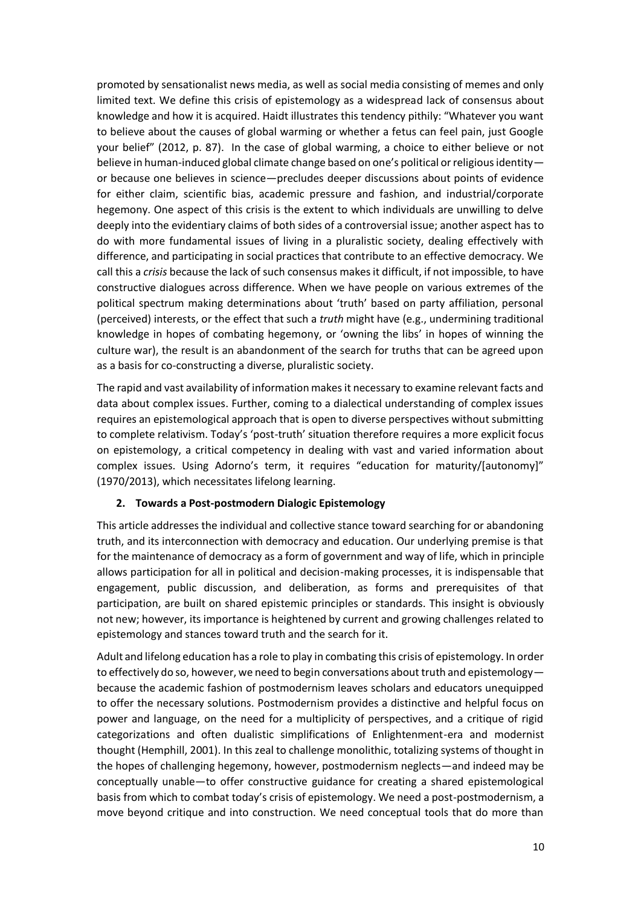promoted by sensationalist news media, as well as social media consisting of memes and only limited text. We define this crisis of epistemology as a widespread lack of consensus about knowledge and how it is acquired. Haidt illustrates this tendency pithily: "Whatever you want to believe about the causes of global warming or whether a fetus can feel pain, just Google your belief" (2012, p. 87). In the case of global warming, a choice to either believe or not believe in human-induced global climate change based on one's political or religious identity—or because one believes in science—precludes deeper discussions about points of evidence for either claim, scientific bias, academic pressure and fashion, and industrial/corporate hegemony. One aspect of this crisis is the extent to which individuals are unwilling to delve deeply into the evidentiary claims of both sides of a controversial issue; another aspect has to do with more fundamental issues of living in a pluralistic society, dealing effectively with difference, and participating in social practices that contribute to an effective democracy. We call this a *crisis* because the lack of such consensus makes it difficult, if not impossible, to have constructive dialogues across difference. When we have people on various extremes of the political spectrum making determinations about 'truth' based on party affiliation, personal (perceived) interests, or the effect that such a *truth* might have (e.g., undermining traditional knowledge in hopes of combating hegemony, or 'owning the libs' in hopes of winning the culture war), the result is an abandonment of the search for truths that can be agreed upon as a basis for co-constructing a diverse, pluralistic society.

The rapid and vast availability of information makes it necessary to examine relevant facts and data about complex issues. Further, coming to a dialectical understanding of complex issues requires an epistemological approach that is open to diverse perspectives without submitting to complete relativism. Today's 'post-truth' situation therefore requires a more explicit focus on epistemology, a critical competency in dealing with vast and varied information about complex issues. Using Adorno's term, it requires "education for maturity/[autonomy]" (1970/2013), which necessitates lifelong learning.

## 2. Towards a Post-postmodern Dialogic Epistemology

This article addresses the individual and collective stance toward searching for or abandoning truth, and its interconnection with democracy and education. Our underlying premise is that for the maintenance of democracy as a form of government and way of life, which in principle allows participation for all in political and decision-making processes, it is indispensable that engagement, public discussion, and deliberation, as forms and prerequisites of that participation, are built on shared epistemic principles or standards. This insight is obviously not new; however, its importance is heightened by current and growing challenges related to epistemology and stances toward truth and the search for it.

Adult and lifelong education has a role to play in combating this crisis of epistemology. In order to effectively do so, however, we need to begin conversations about truth and epistemology—because the academic fashion of postmodernism leaves scholars and educators unequipped to offer the necessary solutions. Postmodernism provides a distinctive and helpful focus on power and language, on the need for a multiplicity of perspectives, and a critique of rigid categorizations and often dualistic simplifications of Enlightenment-era and modernist thought (Hemphill, 2001). In this zeal to challenge monolithic, totalizing systems of thought in the hopes of challenging hegemony, however, postmodernism neglects—and indeed may be conceptually unable—to offer constructive guidance for creating a shared epistemological basis from which to combat today's crisis of epistemology. We need a post-postmodernism, a move beyond critique and into construction. We need conceptual tools that do more than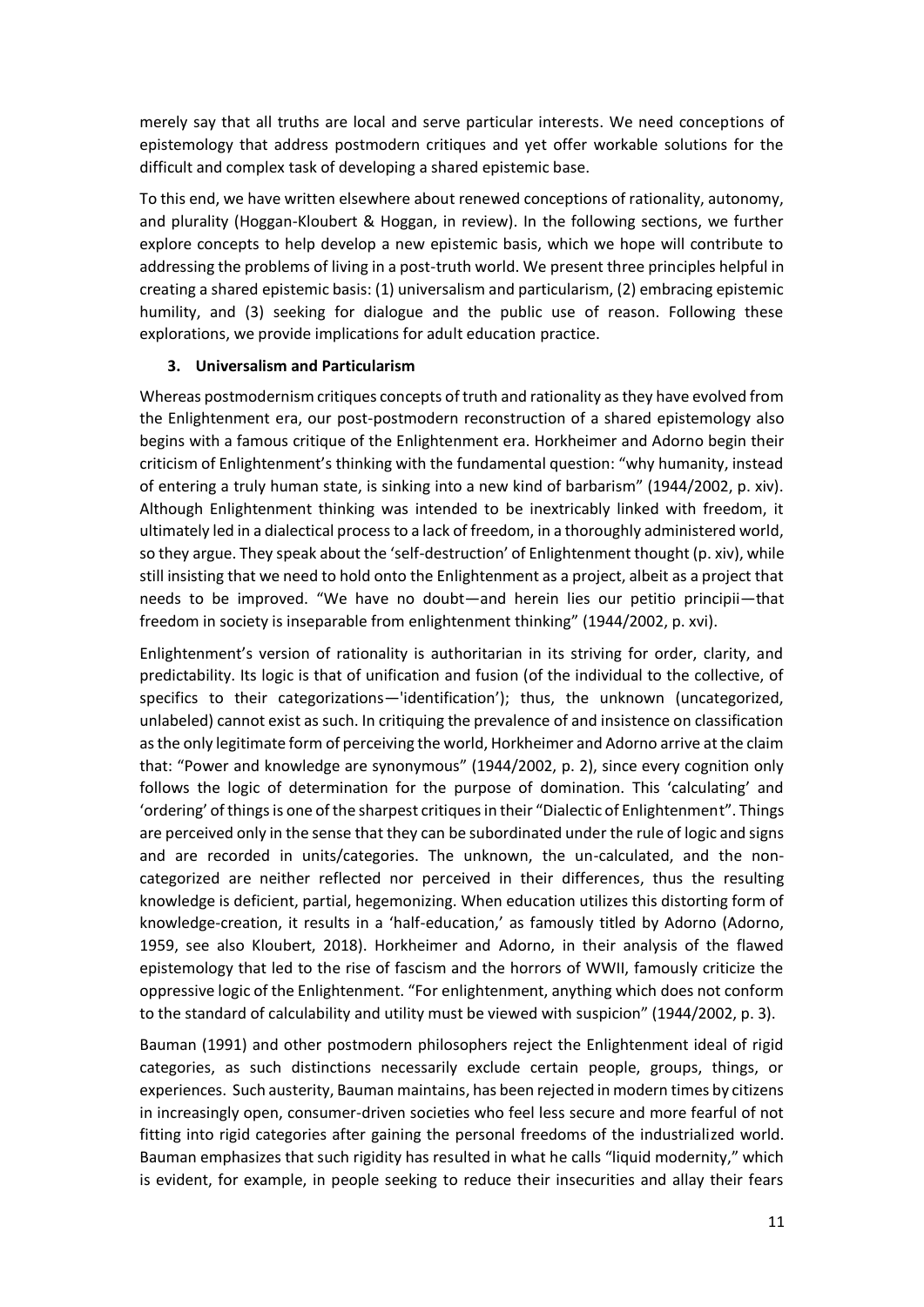merely say that all truths are local and serve particular interests. We need conceptions of epistemology that address postmodern critiques and yet offer workable solutions for the difficult and complex task of developing a shared epistemic base.

To this end, we have written elsewhere about renewed conceptions of rationality, autonomy, and plurality (Hoggan-Kloubert & Hoggan, in review). In the following sections, we further explore concepts to help develop a new epistemic basis, which we hope will contribute to addressing the problems of living in a post-truth world. We present three principles helpful in creating a shared epistemic basis: (1) universalism and particularism, (2) embracing epistemic humility, and (3) seeking for dialogue and the public use of reason. Following these explorations, we provide implications for adult education practice.

## 3. Universalism and Particularism

Whereas postmodernism critiques concepts of truth and rationality as they have evolved from the Enlightenment era, our post-postmodern reconstruction of a shared epistemology also begins with a famous critique of the Enlightenment era. Horkheimer and Adorno begin their criticism of Enlightenment's thinking with the fundamental question: "why humanity, instead of entering a truly human state, is sinking into a new kind of barbarism" (1944/2002, p. xiv). Although Enlightenment thinking was intended to be inextricably linked with freedom, it ultimately led in a dialectical process to a lack of freedom, in a thoroughly administered world, so they argue. They speak about the 'self-destruction' of Enlightenment thought (p. xiv), while still insisting that we need to hold onto the Enlightenment as a project, albeit as a project that needs to be improved. "We have no doubt—and herein lies our petitio principii—that freedom in society is inseparable from enlightenment thinking" (1944/2002, p. xvi).

Enlightenment's version of rationality is authoritarian in its striving for order, clarity, and predictability. Its logic is that of unification and fusion (of the individual to the collective, of specifics to their categorizations—'identification'); thus, the unknown (uncategorized, unlabeled) cannot exist as such. In critiquing the prevalence of and insistence on classification as the only legitimate form of perceiving the world, Horkheimer and Adorno arrive at the claim that: "Power and knowledge are synonymous" (1944/2002, p. 2), since every cognition only follows the logic of determination for the purpose of domination. This 'calculating' and 'ordering' of things is one of the sharpest critiques in their "Dialectic of Enlightenment". Things are perceived only in the sense that they can be subordinated under the rule of logic and signs and are recorded in units/categories. The unknown, the un-calculated, and the non-categorized are neither reflected nor perceived in their differences, thus the resulting knowledge is deficient, partial, hegemonizing. When education utilizes this distorting form of knowledge-creation, it results in a 'half-education,' as famously titled by Adorno (Adorno, 1959, see also Kloubert, 2018). Horkheimer and Adorno, in their analysis of the flawed epistemology that led to the rise of fascism and the horrors of WWII, famously criticize the oppressive logic of the Enlightenment. "For enlightenment, anything which does not conform to the standard of calculability and utility must be viewed with suspicion" (1944/2002, p. 3).

Bauman (1991) and other postmodern philosophers reject the Enlightenment ideal of rigid categories, as such distinctions necessarily exclude certain people, groups, things, or experiences. Such austerity, Bauman maintains, has been rejected in modern times by citizens in increasingly open, consumer-driven societies who feel less secure and more fearful of not fitting into rigid categories after gaining the personal freedoms of the industrialized world. Bauman emphasizes that such rigidity has resulted in what he calls "liquid modernity," which is evident, for example, in people seeking to reduce their insecurities and allay their fears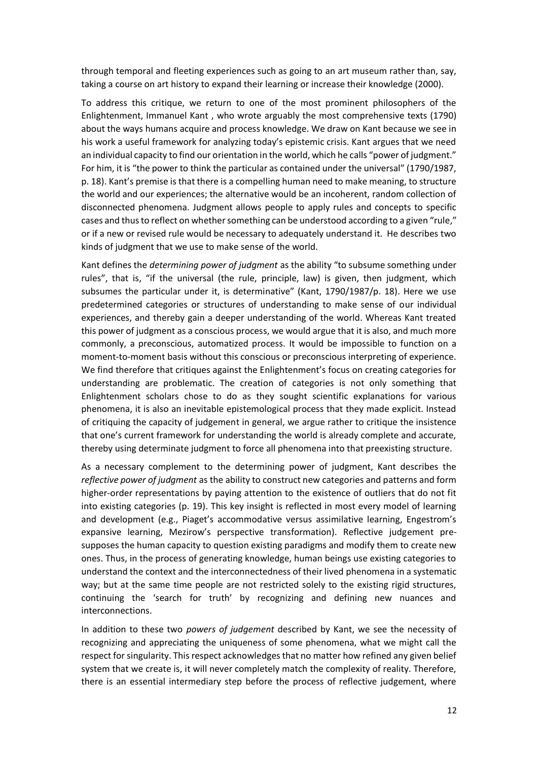through temporal and fleeting experiences such as going to an art museum rather than, say, taking a course on art history to expand their learning or increase their knowledge (2000).

To address this critique, we return to one of the most prominent philosophers of the Enlightenment, Immanuel Kant , who wrote arguably the most comprehensive texts (1790) about the ways humans acquire and process knowledge. We draw on Kant because we see in his work a useful framework for analyzing today's epistemic crisis. Kant argues that we need an individual capacity to find our orientation in the world, which he calls "power of judgment." For him, it is "the power to think the particular as contained under the universal" (1790/1987, p. 18). Kant's premise is that there is a compelling human need to make meaning, to structure the world and our experiences; the alternative would be an incoherent, random collection of disconnected phenomena. Judgment allows people to apply rules and concepts to specific cases and thus to reflect on whether something can be understood according to a given "rule," or if a new or revised rule would be necessary to adequately understand it. He describes two kinds of judgment that we use to make sense of the world.

Kant defines the *determining power of judgment* as the ability "to subsume something under rules", that is, "if the universal (the rule, principle, law) is given, then judgment, which subsumes the particular under it, is determinative" (Kant, 1790/1987/p. 18). Here we use predetermined categories or structures of understanding to make sense of our individual experiences, and thereby gain a deeper understanding of the world. Whereas Kant treated this power of judgment as a conscious process, we would argue that it is also, and much more commonly, a preconscious, automatized process. It would be impossible to function on a moment-to-moment basis without this conscious or preconscious interpreting of experience. We find therefore that critiques against the Enlightenment's focus on creating categories for understanding are problematic. The creation of categories is not only something that Enlightenment scholars chose to do as they sought scientific explanations for various phenomena, it is also an inevitable epistemological process that they made explicit. Instead of critiquing the capacity of judgement in general, we argue rather to critique the insistence that one's current framework for understanding the world is already complete and accurate, thereby using determinate judgment to force all phenomena into that preexisting structure.

As a necessary complement to the determining power of judgment, Kant describes the *reflective power of judgment* as the ability to construct new categories and patterns and form higher-order representations by paying attention to the existence of outliers that do not fit into existing categories (p. 19). This key insight is reflected in most every model of learning and development (e.g., Piaget's accommodative versus assimilative learning, Engestrom's expansive learning, Mezirow's perspective transformation). Reflective judgement pre-supposes the human capacity to question existing paradigms and modify them to create new ones. Thus, in the process of generating knowledge, human beings use existing categories to understand the context and the interconnectedness of their lived phenomena in a systematic way; but at the same time people are not restricted solely to the existing rigid structures, continuing the 'search for truth' by recognizing and defining new nuances and interconnections.

In addition to these two *powers of judgement* described by Kant, we see the necessity of recognizing and appreciating the uniqueness of some phenomena, what we might call the respect for singularity. This respect acknowledges that no matter how refined any given belief system that we create is, it will never completely match the complexity of reality. Therefore, there is an essential intermediary step before the process of reflective judgement, where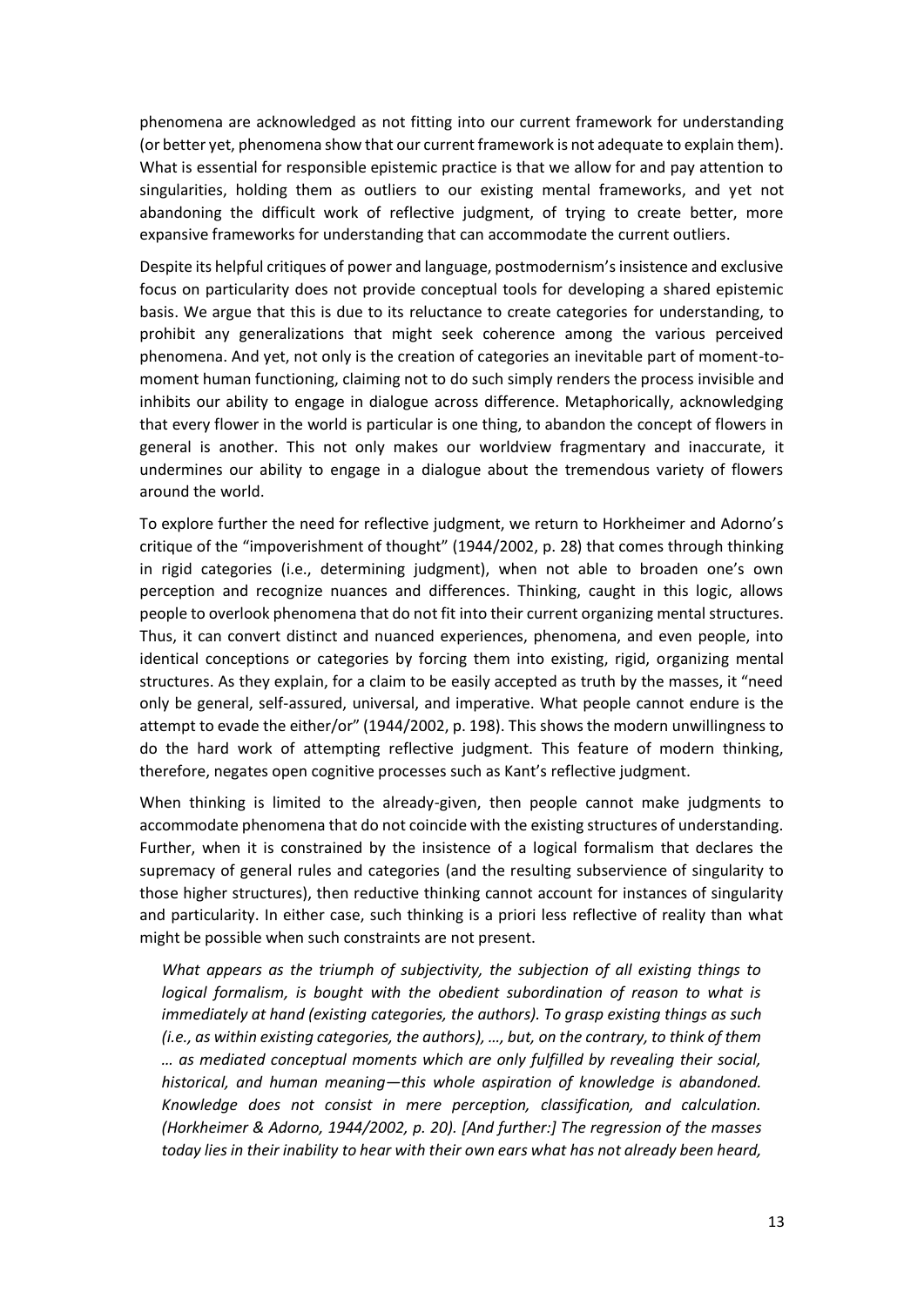phenomena are acknowledged as not fitting into our current framework for understanding (or better yet, phenomena show that our current framework is not adequate to explain them). What is essential for responsible epistemic practice is that we allow for and pay attention to singularities, holding them as outliers to our existing mental frameworks, and yet not abandoning the difficult work of reflective judgment, of trying to create better, more expansive frameworks for understanding that can accommodate the current outliers.

Despite its helpful critiques of power and language, postmodernism's insistence and exclusive focus on particularity does not provide conceptual tools for developing a shared epistemic basis. We argue that this is due to its reluctance to create categories for understanding, to prohibit any generalizations that might seek coherence among the various perceived phenomena. And yet, not only is the creation of categories an inevitable part of moment-to-moment human functioning, claiming not to do such simply renders the process invisible and inhibits our ability to engage in dialogue across difference. Metaphorically, acknowledging that every flower in the world is particular is one thing, to abandon the concept of flowers in general is another. This not only makes our worldview fragmentary and inaccurate, it undermines our ability to engage in a dialogue about the tremendous variety of flowers around the world.

To explore further the need for reflective judgment, we return to Horkheimer and Adorno's critique of the "impoverishment of thought" (1944/2002, p. 28) that comes through thinking in rigid categories (i.e., determining judgment), when not able to broaden one's own perception and recognize nuances and differences. Thinking, caught in this logic, allows people to overlook phenomena that do not fit into their current organizing mental structures. Thus, it can convert distinct and nuanced experiences, phenomena, and even people, into identical conceptions or categories by forcing them into existing, rigid, organizing mental structures. As they explain, for a claim to be easily accepted as truth by the masses, it "need only be general, self-assured, universal, and imperative. What people cannot endure is the attempt to evade the either/or" (1944/2002, p. 198). This shows the modern unwillingness to do the hard work of attempting reflective judgment. This feature of modern thinking, therefore, negates open cognitive processes such as Kant's reflective judgment.

When thinking is limited to the already-given, then people cannot make judgments to accommodate phenomena that do not coincide with the existing structures of understanding. Further, when it is constrained by the insistence of a logical formalism that declares the supremacy of general rules and categories (and the resulting subservience of singularity to those higher structures), then reductive thinking cannot account for instances of singularity and particularity. In either case, such thinking is a priori less reflective of reality than what might be possible when such constraints are not present.

> *What appears as the triumph of subjectivity, the subjection of all existing things to logical formalism, is bought with the obedient subordination of reason to what is immediately at hand (existing categories, the authors). To grasp existing things as such (i.e., as within existing categories, the authors), …, but, on the contrary, to think of them … as mediated conceptual moments which are only fulfilled by revealing their social, historical, and human meaning—this whole aspiration of knowledge is abandoned. Knowledge does not consist in mere perception, classification, and calculation. (Horkheimer & Adorno, 1944/2002, p. 20). [And further:] The regression of the masses today lies in their inability to hear with their own ears what has not already been heard,*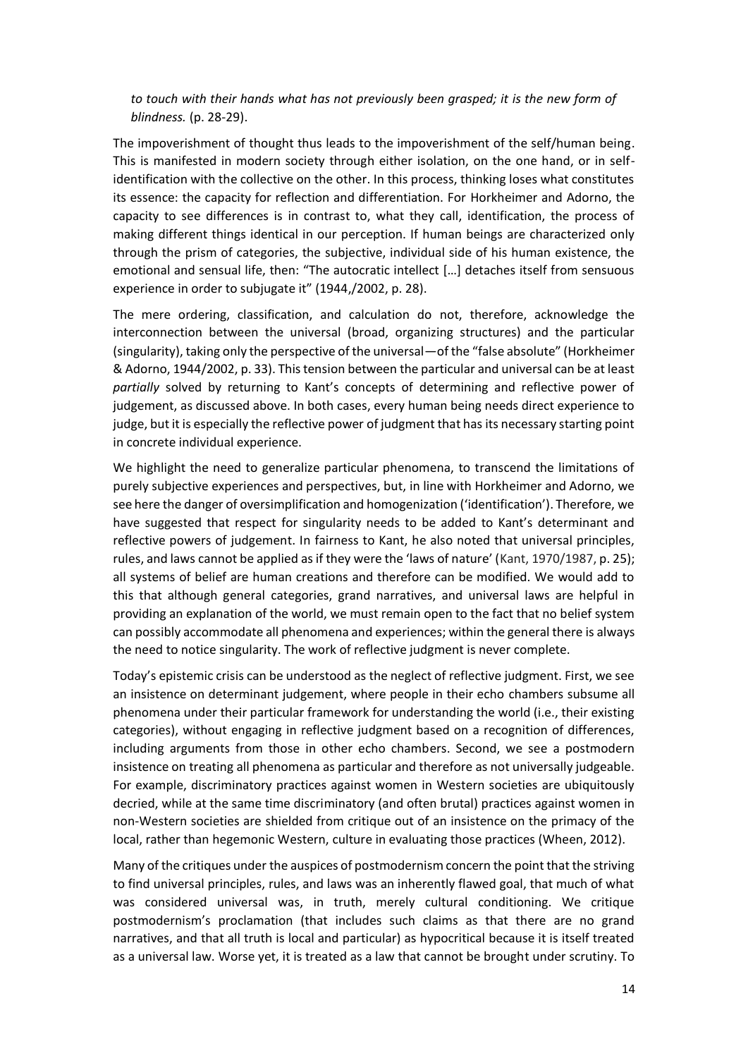*to touch with their hands what has not previously been grasped; it is the new form of blindness.* (p. 28-29).

The impoverishment of thought thus leads to the impoverishment of the self/human being. This is manifested in modern society through either isolation, on the one hand, or in self-identification with the collective on the other. In this process, thinking loses what constitutes its essence: the capacity for reflection and differentiation. For Horkheimer and Adorno, the capacity to see differences is in contrast to, what they call, identification, the process of making different things identical in our perception. If human beings are characterized only through the prism of categories, the subjective, individual side of his human existence, the emotional and sensual life, then: "The autocratic intellect […] detaches itself from sensuous experience in order to subjugate it" (1944,/2002, p. 28).

The mere ordering, classification, and calculation do not, therefore, acknowledge the interconnection between the universal (broad, organizing structures) and the particular (singularity), taking only the perspective of the universal—of the "false absolute" (Horkheimer & Adorno, 1944/2002, p. 33). This tension between the particular and universal can be at least *partially* solved by returning to Kant's concepts of determining and reflective power of judgement, as discussed above. In both cases, every human being needs direct experience to judge, but it is especially the reflective power of judgment that has its necessary starting point in concrete individual experience.

We highlight the need to generalize particular phenomena, to transcend the limitations of purely subjective experiences and perspectives, but, in line with Horkheimer and Adorno, we see here the danger of oversimplification and homogenization ('identification'). Therefore, we have suggested that respect for singularity needs to be added to Kant's determinant and reflective powers of judgement. In fairness to Kant, he also noted that universal principles, rules, and laws cannot be applied as if they were the 'laws of nature' (Kant, 1970/1987, p. 25); all systems of belief are human creations and therefore can be modified. We would add to this that although general categories, grand narratives, and universal laws are helpful in providing an explanation of the world, we must remain open to the fact that no belief system can possibly accommodate all phenomena and experiences; within the general there is always the need to notice singularity. The work of reflective judgment is never complete.

Today's epistemic crisis can be understood as the neglect of reflective judgment. First, we see an insistence on determinant judgement, where people in their echo chambers subsume all phenomena under their particular framework for understanding the world (i.e., their existing categories), without engaging in reflective judgment based on a recognition of differences, including arguments from those in other echo chambers. Second, we see a postmodern insistence on treating all phenomena as particular and therefore as not universally judgeable. For example, discriminatory practices against women in Western societies are ubiquitously decried, while at the same time discriminatory (and often brutal) practices against women in non-Western societies are shielded from critique out of an insistence on the primacy of the local, rather than hegemonic Western, culture in evaluating those practices (Wheen, 2012).

Many of the critiques under the auspices of postmodernism concern the point that the striving to find universal principles, rules, and laws was an inherently flawed goal, that much of what was considered universal was, in truth, merely cultural conditioning. We critique postmodernism's proclamation (that includes such claims as that there are no grand narratives, and that all truth is local and particular) as hypocritical because it is itself treated as a universal law. Worse yet, it is treated as a law that cannot be brought under scrutiny. To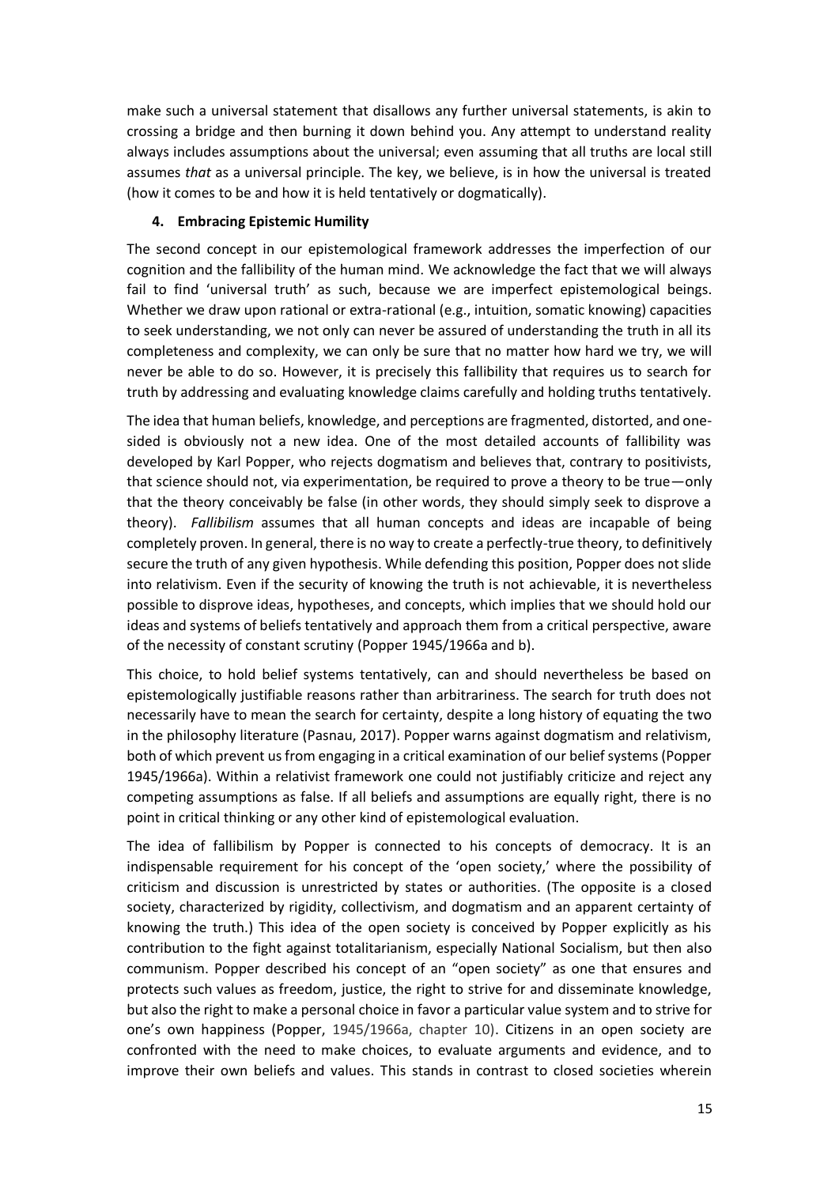make such a universal statement that disallows any further universal statements, is akin to crossing a bridge and then burning it down behind you. Any attempt to understand reality always includes assumptions about the universal; even assuming that all truths are local still assumes *that* as a universal principle. The key, we believe, is in how the universal is treated (how it comes to be and how it is held tentatively or dogmatically).

### 4. Embracing Epistemic Humility

The second concept in our epistemological framework addresses the imperfection of our cognition and the fallibility of the human mind. We acknowledge the fact that we will always fail to find 'universal truth' as such, because we are imperfect epistemological beings. Whether we draw upon rational or extra-rational (e.g., intuition, somatic knowing) capacities to seek understanding, we not only can never be assured of understanding the truth in all its completeness and complexity, we can only be sure that no matter how hard we try, we will never be able to do so. However, it is precisely this fallibility that requires us to search for truth by addressing and evaluating knowledge claims carefully and holding truths tentatively.

The idea that human beliefs, knowledge, and perceptions are fragmented, distorted, and one-sided is obviously not a new idea. One of the most detailed accounts of fallibility was developed by Karl Popper, who rejects dogmatism and believes that, contrary to positivists, that science should not, via experimentation, be required to prove a theory to be true—only that the theory conceivably be false (in other words, they should simply seek to disprove a theory). *Fallibilism* assumes that all human concepts and ideas are incapable of being completely proven. In general, there is no way to create a perfectly-true theory, to definitively secure the truth of any given hypothesis. While defending this position, Popper does not slide into relativism. Even if the security of knowing the truth is not achievable, it is nevertheless possible to disprove ideas, hypotheses, and concepts, which implies that we should hold our ideas and systems of beliefs tentatively and approach them from a critical perspective, aware of the necessity of constant scrutiny (Popper 1945/1966a and b).

This choice, to hold belief systems tentatively, can and should nevertheless be based on epistemologically justifiable reasons rather than arbitrariness. The search for truth does not necessarily have to mean the search for certainty, despite a long history of equating the two in the philosophy literature (Pasnau, 2017). Popper warns against dogmatism and relativism, both of which prevent us from engaging in a critical examination of our belief systems (Popper 1945/1966a). Within a relativist framework one could not justifiably criticize and reject any competing assumptions as false. If all beliefs and assumptions are equally right, there is no point in critical thinking or any other kind of epistemological evaluation.

The idea of fallibilism by Popper is connected to his concepts of democracy. It is an indispensable requirement for his concept of the 'open society,' where the possibility of criticism and discussion is unrestricted by states or authorities. (The opposite is a closed society, characterized by rigidity, collectivism, and dogmatism and an apparent certainty of knowing the truth.) This idea of the open society is conceived by Popper explicitly as his contribution to the fight against totalitarianism, especially National Socialism, but then also communism. Popper described his concept of an "open society" as one that ensures and protects such values as freedom, justice, the right to strive for and disseminate knowledge, but also the right to make a personal choice in favor a particular value system and to strive for one's own happiness (Popper, 1945/1966a, chapter 10). Citizens in an open society are confronted with the need to make choices, to evaluate arguments and evidence, and to improve their own beliefs and values. This stands in contrast to closed societies wherein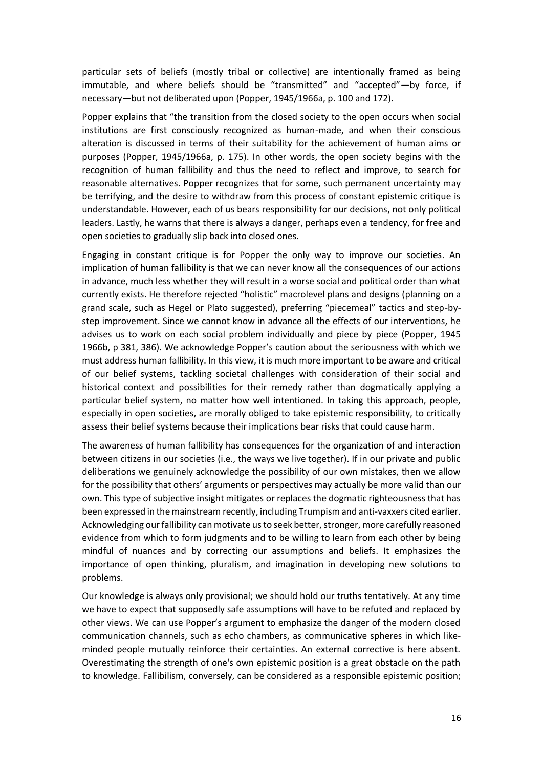particular sets of beliefs (mostly tribal or collective) are intentionally framed as being immutable, and where beliefs should be "transmitted" and "accepted"—by force, if necessary—but not deliberated upon (Popper, 1945/1966a, p. 100 and 172).

Popper explains that "the transition from the closed society to the open occurs when social institutions are first consciously recognized as human-made, and when their conscious alteration is discussed in terms of their suitability for the achievement of human aims or purposes (Popper, 1945/1966a, p. 175). In other words, the open society begins with the recognition of human fallibility and thus the need to reflect and improve, to search for reasonable alternatives. Popper recognizes that for some, such permanent uncertainty may be terrifying, and the desire to withdraw from this process of constant epistemic critique is understandable. However, each of us bears responsibility for our decisions, not only political leaders. Lastly, he warns that there is always a danger, perhaps even a tendency, for free and open societies to gradually slip back into closed ones.

Engaging in constant critique is for Popper the only way to improve our societies. An implication of human fallibility is that we can never know all the consequences of our actions in advance, much less whether they will result in a worse social and political order than what currently exists. He therefore rejected "holistic" macrolevel plans and designs (planning on a grand scale, such as Hegel or Plato suggested), preferring "piecemeal" tactics and step-by-step improvement. Since we cannot know in advance all the effects of our interventions, he advises us to work on each social problem individually and piece by piece (Popper, 1945 1966b, p 381, 386). We acknowledge Popper's caution about the seriousness with which we must address human fallibility. In this view, it is much more important to be aware and critical of our belief systems, tackling societal challenges with consideration of their social and historical context and possibilities for their remedy rather than dogmatically applying a particular belief system, no matter how well intentioned. In taking this approach, people, especially in open societies, are morally obliged to take epistemic responsibility, to critically assess their belief systems because their implications bear risks that could cause harm.

The awareness of human fallibility has consequences for the organization of and interaction between citizens in our societies (i.e., the ways we live together). If in our private and public deliberations we genuinely acknowledge the possibility of our own mistakes, then we allow for the possibility that others' arguments or perspectives may actually be more valid than our own. This type of subjective insight mitigates or replaces the dogmatic righteousness that has been expressed in the mainstream recently, including Trumpism and anti-vaxxers cited earlier. Acknowledging our fallibility can motivate us to seek better, stronger, more carefully reasoned evidence from which to form judgments and to be willing to learn from each other by being mindful of nuances and by correcting our assumptions and beliefs. It emphasizes the importance of open thinking, pluralism, and imagination in developing new solutions to problems.

Our knowledge is always only provisional; we should hold our truths tentatively. At any time we have to expect that supposedly safe assumptions will have to be refuted and replaced by other views. We can use Popper's argument to emphasize the danger of the modern closed communication channels, such as echo chambers, as communicative spheres in which like-minded people mutually reinforce their certainties. An external corrective is here absent. Overestimating the strength of one's own epistemic position is a great obstacle on the path to knowledge. Fallibilism, conversely, can be considered as a responsible epistemic position;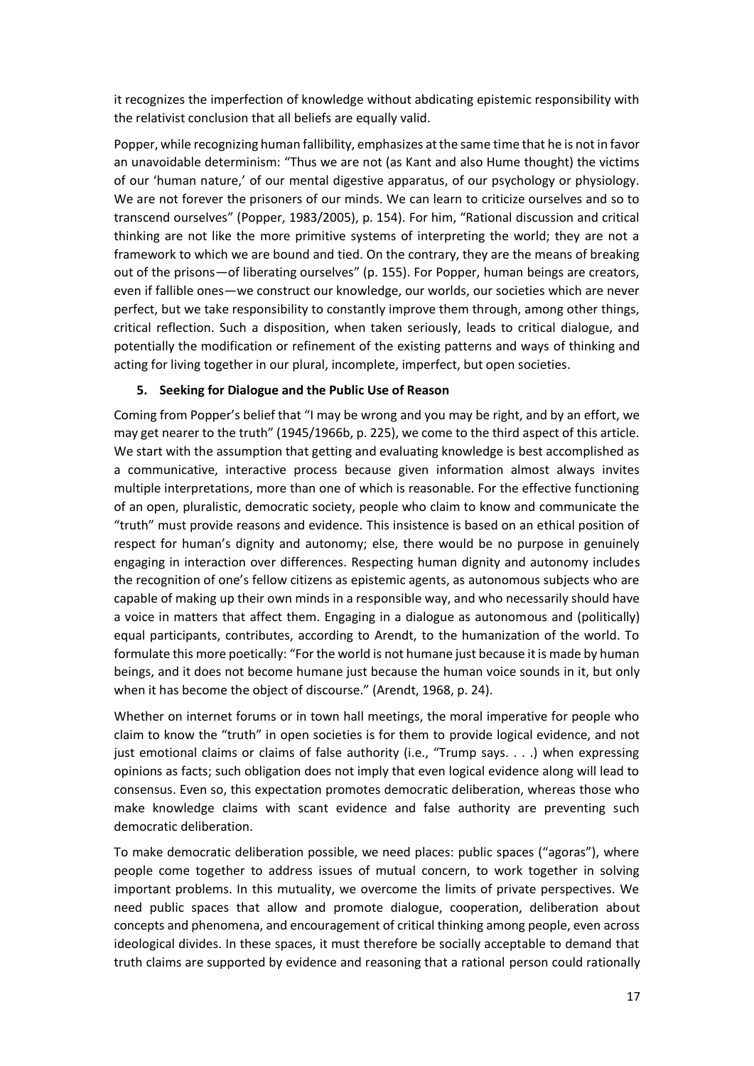it recognizes the imperfection of knowledge without abdicating epistemic responsibility with the relativist conclusion that all beliefs are equally valid.

Popper, while recognizing human fallibility, emphasizes at the same time that he is not in favor an unavoidable determinism: "Thus we are not (as Kant and also Hume thought) the victims of our 'human nature,' of our mental digestive apparatus, of our psychology or physiology. We are not forever the prisoners of our minds. We can learn to criticize ourselves and so to transcend ourselves" (Popper, 1983/2005), p. 154). For him, "Rational discussion and critical thinking are not like the more primitive systems of interpreting the world; they are not a framework to which we are bound and tied. On the contrary, they are the means of breaking out of the prisons—of liberating ourselves" (p. 155). For Popper, human beings are creators, even if fallible ones—we construct our knowledge, our worlds, our societies which are never perfect, but we take responsibility to constantly improve them through, among other things, critical reflection. Such a disposition, when taken seriously, leads to critical dialogue, and potentially the modification or refinement of the existing patterns and ways of thinking and acting for living together in our plural, incomplete, imperfect, but open societies.

## 5. Seeking for Dialogue and the Public Use of Reason

Coming from Popper's belief that "I may be wrong and you may be right, and by an effort, we may get nearer to the truth" (1945/1966b, p. 225), we come to the third aspect of this article. We start with the assumption that getting and evaluating knowledge is best accomplished as a communicative, interactive process because given information almost always invites multiple interpretations, more than one of which is reasonable. For the effective functioning of an open, pluralistic, democratic society, people who claim to know and communicate the "truth" must provide reasons and evidence. This insistence is based on an ethical position of respect for human's dignity and autonomy; else, there would be no purpose in genuinely engaging in interaction over differences. Respecting human dignity and autonomy includes the recognition of one's fellow citizens as epistemic agents, as autonomous subjects who are capable of making up their own minds in a responsible way, and who necessarily should have a voice in matters that affect them. Engaging in a dialogue as autonomous and (politically) equal participants, contributes, according to Arendt, to the humanization of the world. To formulate this more poetically: "For the world is not humane just because it is made by human beings, and it does not become humane just because the human voice sounds in it, but only when it has become the object of discourse." (Arendt, 1968, p. 24).

Whether on internet forums or in town hall meetings, the moral imperative for people who claim to know the "truth" in open societies is for them to provide logical evidence, and not just emotional claims or claims of false authority (i.e., "Trump says. . . .) when expressing opinions as facts; such obligation does not imply that even logical evidence along will lead to consensus. Even so, this expectation promotes democratic deliberation, whereas those who make knowledge claims with scant evidence and false authority are preventing such democratic deliberation.

To make democratic deliberation possible, we need places: public spaces ("agoras"), where people come together to address issues of mutual concern, to work together in solving important problems. In this mutuality, we overcome the limits of private perspectives. We need public spaces that allow and promote dialogue, cooperation, deliberation about concepts and phenomena, and encouragement of critical thinking among people, even across ideological divides. In these spaces, it must therefore be socially acceptable to demand that truth claims are supported by evidence and reasoning that a rational person could rationally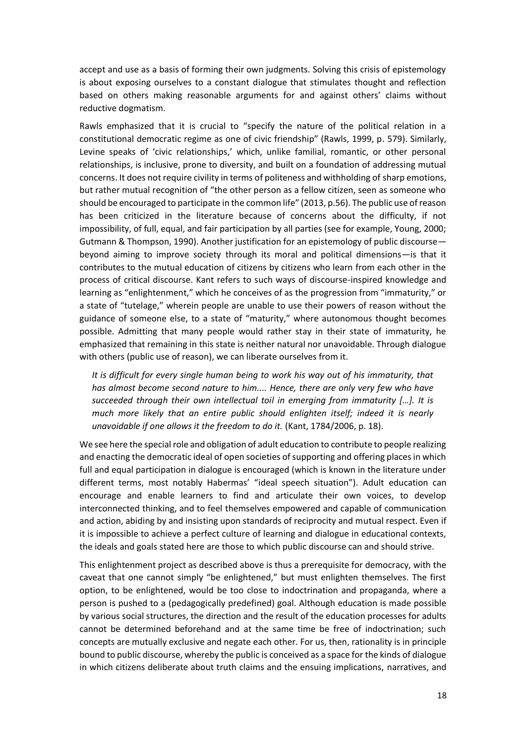accept and use as a basis of forming their own judgments. Solving this crisis of epistemology is about exposing ourselves to a constant dialogue that stimulates thought and reflection based on others making reasonable arguments for and against others' claims without reductive dogmatism.

Rawls emphasized that it is crucial to "specify the nature of the political relation in a constitutional democratic regime as one of civic friendship" (Rawls, 1999, p. 579). Similarly, Levine speaks of 'civic relationships,' which, unlike familial, romantic, or other personal relationships, is inclusive, prone to diversity, and built on a foundation of addressing mutual concerns. It does not require civility in terms of politeness and withholding of sharp emotions, but rather mutual recognition of "the other person as a fellow citizen, seen as someone who should be encouraged to participate in the common life" (2013, p.56). The public use of reason has been criticized in the literature because of concerns about the difficulty, if not impossibility, of full, equal, and fair participation by all parties (see for example, Young, 2000; Gutmann & Thompson, 1990). Another justification for an epistemology of public discourse—beyond aiming to improve society through its moral and political dimensions—is that it contributes to the mutual education of citizens by citizens who learn from each other in the process of critical discourse. Kant refers to such ways of discourse-inspired knowledge and learning as "enlightenment," which he conceives of as the progression from "immaturity," or a state of "tutelage," wherein people are unable to use their powers of reason without the guidance of someone else, to a state of "maturity," where autonomous thought becomes possible. Admitting that many people would rather stay in their state of immaturity, he emphasized that remaining in this state is neither natural nor unavoidable. Through dialogue with others (public use of reason), we can liberate ourselves from it.

> *It is difficult for every single human being to work his way out of his immaturity, that has almost become second nature to him.... Hence, there are only very few who have succeeded through their own intellectual toil in emerging from immaturity […]. It is much more likely that an entire public should enlighten itself; indeed it is nearly unavoidable if one allows it the freedom to do it.* (Kant, 1784/2006, p. 18).

We see here the special role and obligation of adult education to contribute to people realizing and enacting the democratic ideal of open societies of supporting and offering places in which full and equal participation in dialogue is encouraged (which is known in the literature under different terms, most notably Habermas' "ideal speech situation"). Adult education can encourage and enable learners to find and articulate their own voices, to develop interconnected thinking, and to feel themselves empowered and capable of communication and action, abiding by and insisting upon standards of reciprocity and mutual respect. Even if it is impossible to achieve a perfect culture of learning and dialogue in educational contexts, the ideals and goals stated here are those to which public discourse can and should strive.

This enlightenment project as described above is thus a prerequisite for democracy, with the caveat that one cannot simply "be enlightened," but must enlighten themselves. The first option, to be enlightened, would be too close to indoctrination and propaganda, where a person is pushed to a (pedagogically predefined) goal. Although education is made possible by various social structures, the direction and the result of the education processes for adults cannot be determined beforehand and at the same time be free of indoctrination; such concepts are mutually exclusive and negate each other. For us, then, rationality is in principle bound to public discourse, whereby the public is conceived as a space for the kinds of dialogue in which citizens deliberate about truth claims and the ensuing implications, narratives, and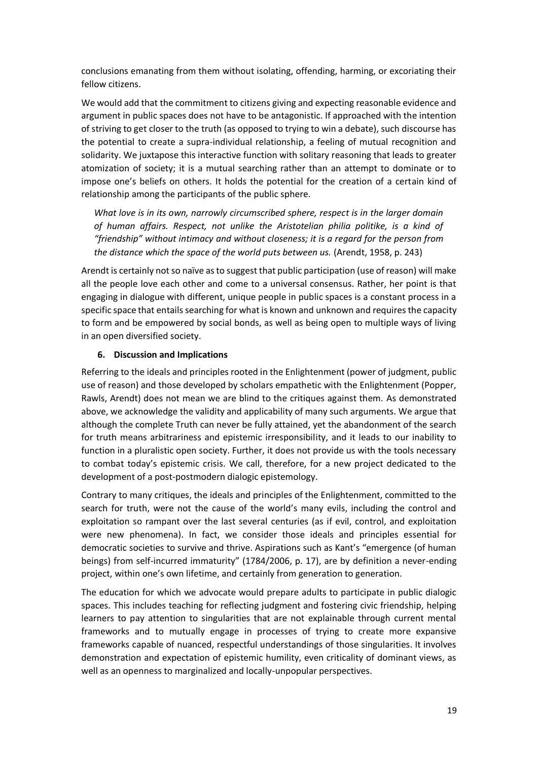conclusions emanating from them without isolating, offending, harming, or excoriating their fellow citizens.

We would add that the commitment to citizens giving and expecting reasonable evidence and argument in public spaces does not have to be antagonistic. If approached with the intention of striving to get closer to the truth (as opposed to trying to win a debate), such discourse has the potential to create a supra-individual relationship, a feeling of mutual recognition and solidarity. We juxtapose this interactive function with solitary reasoning that leads to greater atomization of society; it is a mutual searching rather than an attempt to dominate or to impose one's beliefs on others. It holds the potential for the creation of a certain kind of relationship among the participants of the public sphere.

> *What love is in its own, narrowly circumscribed sphere, respect is in the larger domain of human affairs. Respect, not unlike the Aristotelian philia politike, is a kind of "friendship" without intimacy and without closeness; it is a regard for the person from the distance which the space of the world puts between us.* (Arendt, 1958, p. 243)

Arendt is certainly not so naïve as to suggest that public participation (use of reason) will make all the people love each other and come to a universal consensus. Rather, her point is that engaging in dialogue with different, unique people in public spaces is a constant process in a specific space that entails searching for what is known and unknown and requires the capacity to form and be empowered by social bonds, as well as being open to multiple ways of living in an open diversified society.

## 6. Discussion and Implications

Referring to the ideals and principles rooted in the Enlightenment (power of judgment, public use of reason) and those developed by scholars empathetic with the Enlightenment (Popper, Rawls, Arendt) does not mean we are blind to the critiques against them. As demonstrated above, we acknowledge the validity and applicability of many such arguments. We argue that although the complete Truth can never be fully attained, yet the abandonment of the search for truth means arbitrariness and epistemic irresponsibility, and it leads to our inability to function in a pluralistic open society. Further, it does not provide us with the tools necessary to combat today's epistemic crisis. We call, therefore, for a new project dedicated to the development of a post-postmodern dialogic epistemology.

Contrary to many critiques, the ideals and principles of the Enlightenment, committed to the search for truth, were not the cause of the world's many evils, including the control and exploitation so rampant over the last several centuries (as if evil, control, and exploitation were new phenomena). In fact, we consider those ideals and principles essential for democratic societies to survive and thrive. Aspirations such as Kant's "emergence (of human beings) from self-incurred immaturity" (1784/2006, p. 17), are by definition a never-ending project, within one's own lifetime, and certainly from generation to generation.

The education for which we advocate would prepare adults to participate in public dialogic spaces. This includes teaching for reflecting judgment and fostering civic friendship, helping learners to pay attention to singularities that are not explainable through current mental frameworks and to mutually engage in processes of trying to create more expansive frameworks capable of nuanced, respectful understandings of those singularities. It involves demonstration and expectation of epistemic humility, even criticality of dominant views, as well as an openness to marginalized and locally-unpopular perspectives.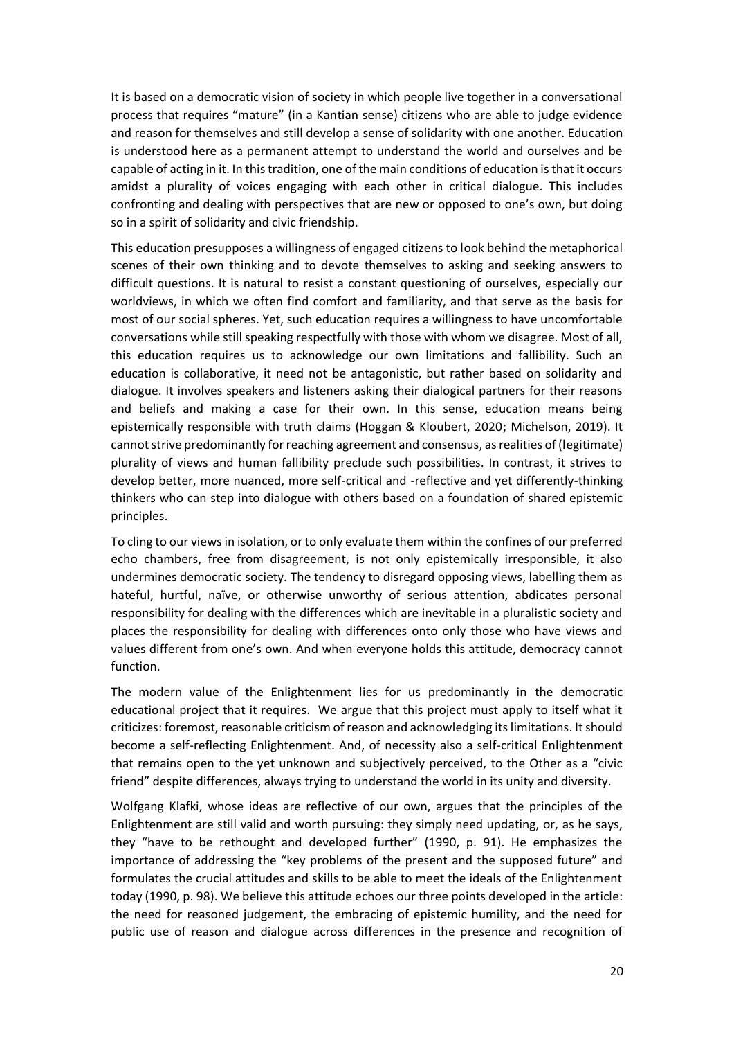It is based on a democratic vision of society in which people live together in a conversational process that requires "mature" (in a Kantian sense) citizens who are able to judge evidence and reason for themselves and still develop a sense of solidarity with one another. Education is understood here as a permanent attempt to understand the world and ourselves and be capable of acting in it. In this tradition, one of the main conditions of education is that it occurs amidst a plurality of voices engaging with each other in critical dialogue. This includes confronting and dealing with perspectives that are new or opposed to one's own, but doing so in a spirit of solidarity and civic friendship.

This education presupposes a willingness of engaged citizens to look behind the metaphorical scenes of their own thinking and to devote themselves to asking and seeking answers to difficult questions. It is natural to resist a constant questioning of ourselves, especially our worldviews, in which we often find comfort and familiarity, and that serve as the basis for most of our social spheres. Yet, such education requires a willingness to have uncomfortable conversations while still speaking respectfully with those with whom we disagree. Most of all, this education requires us to acknowledge our own limitations and fallibility. Such an education is collaborative, it need not be antagonistic, but rather based on solidarity and dialogue. It involves speakers and listeners asking their dialogical partners for their reasons and beliefs and making a case for their own. In this sense, education means being epistemically responsible with truth claims (Hoggan & Kloubert, 2020; Michelson, 2019). It cannot strive predominantly for reaching agreement and consensus, as realities of (legitimate) plurality of views and human fallibility preclude such possibilities. In contrast, it strives to develop better, more nuanced, more self-critical and -reflective and yet differently-thinking thinkers who can step into dialogue with others based on a foundation of shared epistemic principles.

To cling to our views in isolation, or to only evaluate them within the confines of our preferred echo chambers, free from disagreement, is not only epistemically irresponsible, it also undermines democratic society. The tendency to disregard opposing views, labelling them as hateful, hurtful, naïve, or otherwise unworthy of serious attention, abdicates personal responsibility for dealing with the differences which are inevitable in a pluralistic society and places the responsibility for dealing with differences onto only those who have views and values different from one's own. And when everyone holds this attitude, democracy cannot function.

The modern value of the Enlightenment lies for us predominantly in the democratic educational project that it requires. We argue that this project must apply to itself what it criticizes: foremost, reasonable criticism of reason and acknowledging its limitations. It should become a self-reflecting Enlightenment. And, of necessity also a self-critical Enlightenment that remains open to the yet unknown and subjectively perceived, to the Other as a "civic friend" despite differences, always trying to understand the world in its unity and diversity.

Wolfgang Klafki, whose ideas are reflective of our own, argues that the principles of the Enlightenment are still valid and worth pursuing: they simply need updating, or, as he says, they "have to be rethought and developed further" (1990, p. 91). He emphasizes the importance of addressing the "key problems of the present and the supposed future" and formulates the crucial attitudes and skills to be able to meet the ideals of the Enlightenment today (1990, p. 98). We believe this attitude echoes our three points developed in the article: the need for reasoned judgement, the embracing of epistemic humility, and the need for public use of reason and dialogue across differences in the presence and recognition of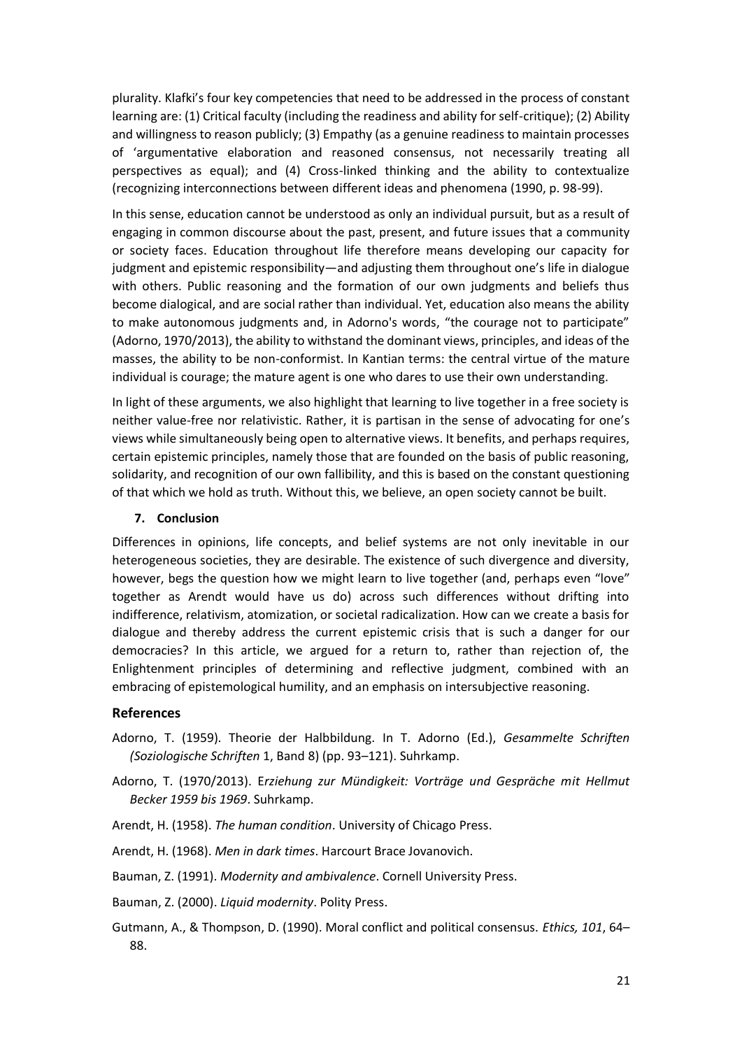plurality. Klafki's four key competencies that need to be addressed in the process of constant learning are: (1) Critical faculty (including the readiness and ability for self-critique); (2) Ability and willingness to reason publicly; (3) Empathy (as a genuine readiness to maintain processes of 'argumentative elaboration and reasoned consensus, not necessarily treating all perspectives as equal); and (4) Cross-linked thinking and the ability to contextualize (recognizing interconnections between different ideas and phenomena (1990, p. 98-99).

In this sense, education cannot be understood as only an individual pursuit, but as a result of engaging in common discourse about the past, present, and future issues that a community or society faces. Education throughout life therefore means developing our capacity for judgment and epistemic responsibility—and adjusting them throughout one's life in dialogue with others. Public reasoning and the formation of our own judgments and beliefs thus become dialogical, and are social rather than individual. Yet, education also means the ability to make autonomous judgments and, in Adorno's words, "the courage not to participate" (Adorno, 1970/2013), the ability to withstand the dominant views, principles, and ideas of the masses, the ability to be non-conformist. In Kantian terms: the central virtue of the mature individual is courage; the mature agent is one who dares to use their own understanding.

In light of these arguments, we also highlight that learning to live together in a free society is neither value-free nor relativistic. Rather, it is partisan in the sense of advocating for one's views while simultaneously being open to alternative views. It benefits, and perhaps requires, certain epistemic principles, namely those that are founded on the basis of public reasoning, solidarity, and recognition of our own fallibility, and this is based on the constant questioning of that which we hold as truth. Without this, we believe, an open society cannot be built.

## 7. Conclusion

Differences in opinions, life concepts, and belief systems are not only inevitable in our heterogeneous societies, they are desirable. The existence of such divergence and diversity, however, begs the question how we might learn to live together (and, perhaps even "love" together as Arendt would have us do) across such differences without drifting into indifference, relativism, atomization, or societal radicalization. How can we create a basis for dialogue and thereby address the current epistemic crisis that is such a danger for our democracies? In this article, we argued for a return to, rather than rejection of, the Enlightenment principles of determining and reflective judgment, combined with an embracing of epistemological humility, and an emphasis on intersubjective reasoning.

## References

Adorno, T. (1959). Theorie der Halbbildung. In T. Adorno (Ed.), *Gesammelte Schriften (Soziologische Schriften* 1, Band 8) (pp. 93–121). Suhrkamp.

Adorno, T. (1970/2013). E*rziehung zur Mündigkeit: Vorträge und Gespräche mit Hellmut Becker 1959 bis 1969*. Suhrkamp.

Arendt, H. (1958). *The human condition*. University of Chicago Press.

Arendt, H. (1968). *Men in dark times*. Harcourt Brace Jovanovich.

Bauman, Z. (1991). *Modernity and ambivalence*. Cornell University Press.

Bauman, Z. (2000). *Liquid modernity*. Polity Press.

Gutmann, A., & Thompson, D. (1990). Moral conflict and political consensus. *Ethics, 101*, 64–88.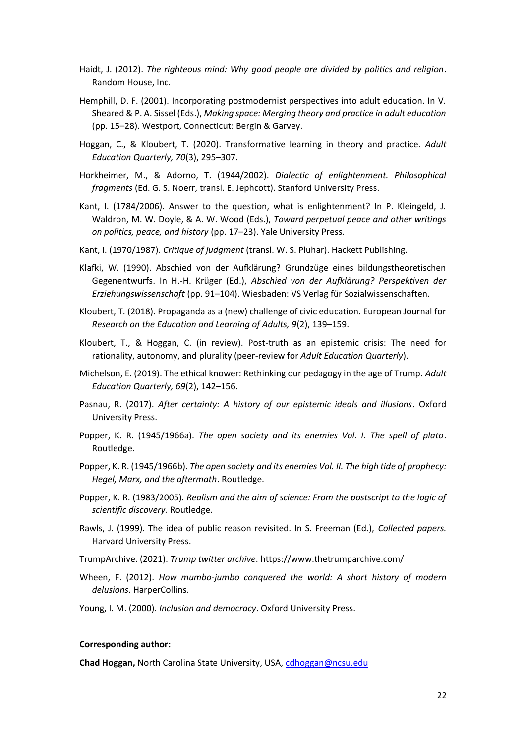Haidt, J. (2012). *The righteous mind: Why good people are divided by politics and religion*. Random House, Inc.

Hemphill, D. F. (2001). Incorporating postmodernist perspectives into adult education. In V. Sheared & P. A. Sissel (Eds.), *Making space: Merging theory and practice in adult education* (pp. 15–28). Westport, Connecticut: Bergin & Garvey.

Hoggan, C., & Kloubert, T. (2020). Transformative learning in theory and practice. *Adult Education Quarterly, 70*(3), 295–307.

Horkheimer, M., & Adorno, T. (1944/2002). *Dialectic of enlightenment. Philosophical fragments* (Ed. G. S. Noerr, transl. E. Jephcott). Stanford University Press.

Kant, I. (1784/2006). Answer to the question, what is enlightenment? In P. Kleingeld, J. Waldron, M. W. Doyle, & A. W. Wood (Eds.), *Toward perpetual peace and other writings on politics, peace, and history* (pp. 17–23). Yale University Press.

Kant, I. (1970/1987). *Critique of judgment* (transl. W. S. Pluhar). Hackett Publishing.

Klafki, W. (1990). Abschied von der Aufklärung? Grundzüge eines bildungstheoretischen Gegenentwurfs. In H.-H. Krüger (Ed.), *Abschied von der Aufklärung? Perspektiven der Erziehungswissenschaft* (pp. 91–104). Wiesbaden: VS Verlag für Sozialwissenschaften.

Kloubert, T. (2018). Propaganda as a (new) challenge of civic education. European Journal for *Research on the Education and Learning of Adults, 9*(2), 139–159.

Kloubert, T., & Hoggan, C. (in review). Post-truth as an epistemic crisis: The need for rationality, autonomy, and plurality (peer-review for *Adult Education Quarterly*).

Michelson, E. (2019). The ethical knower: Rethinking our pedagogy in the age of Trump. *Adult Education Quarterly, 69*(2), 142–156.

Pasnau, R. (2017). *After certainty: A history of our epistemic ideals and illusions*. Oxford University Press.

Popper, K. R. (1945/1966a). *The open society and its enemies Vol. I. The spell of plato*. Routledge.

Popper, K. R. (1945/1966b). *The open society and its enemies Vol. II. The high tide of prophecy: Hegel, Marx, and the aftermath*. Routledge.

Popper, K. R. (1983/2005). *Realism and the aim of science: From the postscript to the logic of scientific discovery.* Routledge.

Rawls, J. (1999). The idea of public reason revisited. In S. Freeman (Ed.), *Collected papers.* Harvard University Press.

TrumpArchive. (2021). *Trump twitter archive*. https://www.thetrumparchive.com/

Wheen, F. (2012). *How mumbo-jumbo conquered the world: A short history of modern delusions*. HarperCollins.

Young, I. M. (2000). *Inclusion and democracy*. Oxford University Press.

**Corresponding author:**

**Chad Hoggan,** North Carolina State University, USA, cdhoggan@ncsu.edu